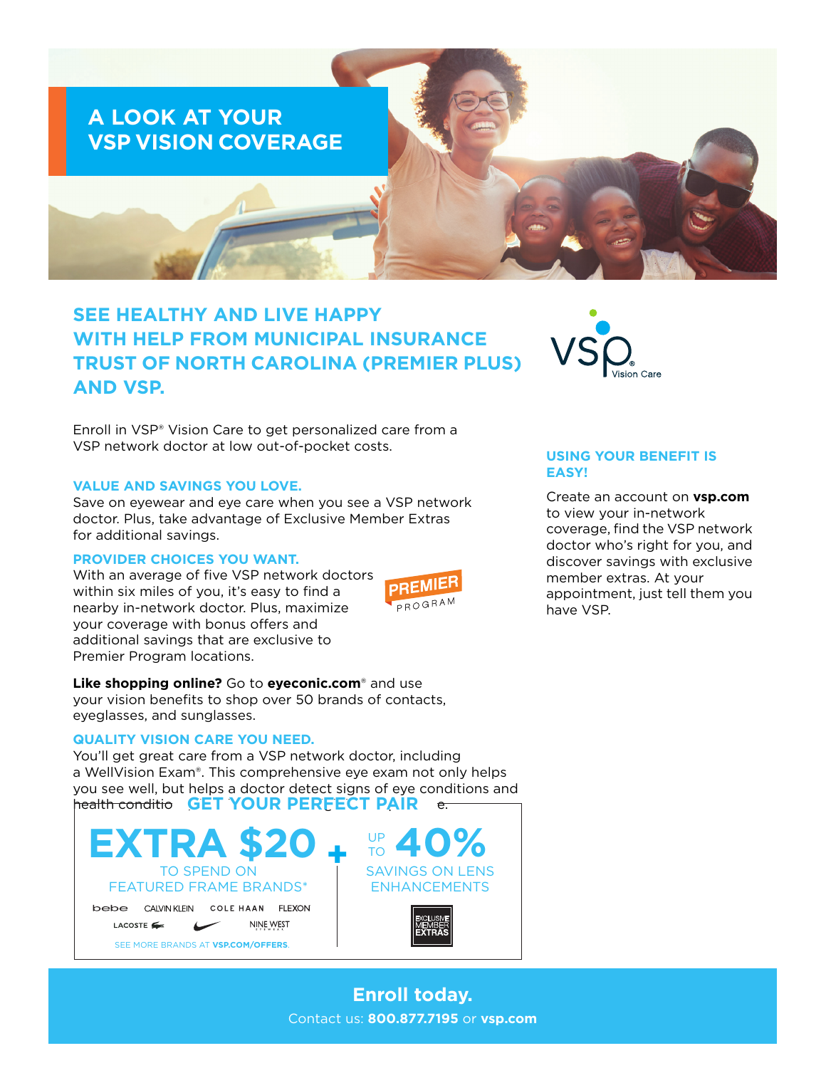# A LOOK AT YOUR VSP VISION COVERAGE

## SEE HEALTHY AND LIVE HAPPY WITH HELP FROM MUNICIPAL INSURANCE TRUST OF NORTH CAROLINA (PREMIER PLUS) AND VSP.

VSP Vision Care

Enroll in VSP® Vision Care to get personalized care from a VSP network doctor at low out-of-pocket costs.

### VALUE AND SAVINGS YOU LOVE.

Save on eyewear and eye care when you see a VSP network doctor. Plus, take advantage of Exclusive Member Extras for additional savings.

### PROVIDER CHOICES YOU WANT.

With an average of five VSP network doctors within six miles of you, it's easy to find a nearby in-network doctor. Plus, maximize your coverage with bonus offers and additional savings that are exclusive to Premier Program locations.

PREMIER PROGRAM

**Like shopping online?** Go to **eyeconic.com**® and use your vision benefits to shop over 50 brands of contacts, eyeglasses, and sunglasses.

### QUALITY VISION CARE YOU NEED.

You'll get great care from a VSP network doctor, including a WellVision Exam®. This comprehensive eye exam not only helps you see well, but helps a doctor detect signs of eye conditions and health conditio e.

### GET YOUR PERFECT PAIR

**EXTRA $20** TO SPEND ON FEATURED FRAME BRANDS*

bebe, CALVIN KLEIN, COLE HAAN, FLEXON, LACOSTE, NIKE, NINE WEST

SEE MORE BRANDS AT **VSP.COM/OFFERS**.

\+

**UP TO 40%** SAVINGS ON LENS ENHANCEMENTS

EXCLUSIVE MEMBER EXTRAS

### USING YOUR BENEFIT IS EASY!

Create an account on **vsp.com** to view your in-network coverage, find the VSP network doctor who's right for you, and discover savings with exclusive member extras. At your appointment, just tell them you have VSP.

**Enroll today.**

Contact us: **800.877.7195** or **vsp.com**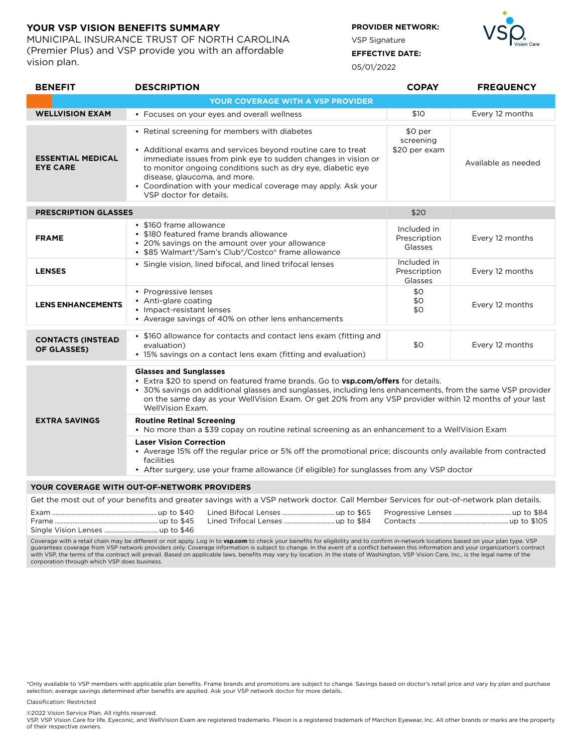# YOUR VSP VISION BENEFITS SUMMARY

MUNICIPAL INSURANCE TRUST OF NORTH CAROLINA (Premier Plus) and VSP provide you with an affordable vision plan.

**PROVIDER NETWORK:**
VSP Signature

**EFFECTIVE DATE:**
05/01/2022

| BENEFIT | DESCRIPTION | COPAY | FREQUENCY |
|---|---|---|---|
| | **YOUR COVERAGE WITH A VSP PROVIDER** | | |
| **WELLVISION EXAM** | • Focuses on your eyes and overall wellness | $10 | Every 12 months |
| **ESSENTIAL MEDICAL EYE CARE** | • Retinal screening for members with diabetes<br>• Additional exams and services beyond routine care to treat immediate issues from pink eye to sudden changes in vision or to monitor ongoing conditions such as dry eye, diabetic eye disease, glaucoma, and more.<br>• Coordination with your medical coverage may apply. Ask your VSP doctor for details. | $0 per screening<br>$20 per exam | Available as needed |
| **PRESCRIPTION GLASSES** | | $20 | |
| **FRAME** | • $160 frame allowance<br>• $180 featured frame brands allowance<br>• 20% savings on the amount over your allowance<br>• $85 Walmart®/Sam's Club®/Costco® frame allowance | Included in Prescription Glasses | Every 12 months |
| **LENSES** | • Single vision, lined bifocal, and lined trifocal lenses | Included in Prescription Glasses | Every 12 months |
| **LENS ENHANCEMENTS** | • Progressive lenses<br>• Anti-glare coating<br>• Impact-resistant lenses<br>• Average savings of 40% on other lens enhancements | $0<br>$0<br>$0 | Every 12 months |
| **CONTACTS (INSTEAD OF GLASSES)** | • $160 allowance for contacts and contact lens exam (fitting and evaluation)<br>• 15% savings on a contact lens exam (fitting and evaluation) | $0 | Every 12 months |
| **EXTRA SAVINGS** | **Glasses and Sunglasses**<br>• Extra $20 to spend on featured frame brands. Go to **vsp.com/offers** for details.<br>• 30% savings on additional glasses and sunglasses, including lens enhancements, from the same VSP provider on the same day as your WellVision Exam. Or get 20% from any VSP provider within 12 months of your last WellVision Exam.<br>**Routine Retinal Screening**<br>• No more than a $39 copay on routine retinal screening as an enhancement to a WellVision Exam<br>**Laser Vision Correction**<br>• Average 15% off the regular price or 5% off the promotional price; discounts only available from contracted facilities<br>• After surgery, use your frame allowance (if eligible) for sunglasses from any VSP doctor | | |

## YOUR COVERAGE WITH OUT-OF-NETWORK PROVIDERS

Get the most out of your benefits and greater savings with a VSP network doctor. Call Member Services for out-of-network plan details.

| | | | | | |
|---|---|---|---|---|---|
| Exam | up to $40 | Lined Bifocal Lenses | up to $65 | Progressive Lenses | up to $84 |
| Frame | up to $45 | Lined Trifocal Lenses | up to $84 | Contacts | up to $105 |
| Single Vision Lenses | up to $46 | | | | |

Coverage with a retail chain may be different or not apply. Log in to **vsp.com** to check your benefits for eligibility and to confirm in-network locations based on your plan type. VSP guarantees coverage from VSP network providers only. Coverage information is subject to change. In the event of a conflict between this information and your organization's contract with VSP, the terms of the contract will prevail. Based on applicable laws, benefits may vary by location. In the state of Washington, VSP Vision Care, Inc., is the legal name of the corporation through which VSP does business.

*Only available to VSP members with applicable plan benefits. Frame brands and promotions are subject to change. Savings based on doctor's retail price and vary by plan and purchase selection; average savings determined after benefits are applied. Ask your VSP network doctor for more details.

Classification: Restricted

©2022 Vision Service Plan. All rights reserved.
VSP, VSP Vision Care for life, Eyeconic, and WellVision Exam are registered trademarks. Flexon is a registered trademark of Marchon Eyewear, Inc. All other brands or marks are the property of their respective owners.